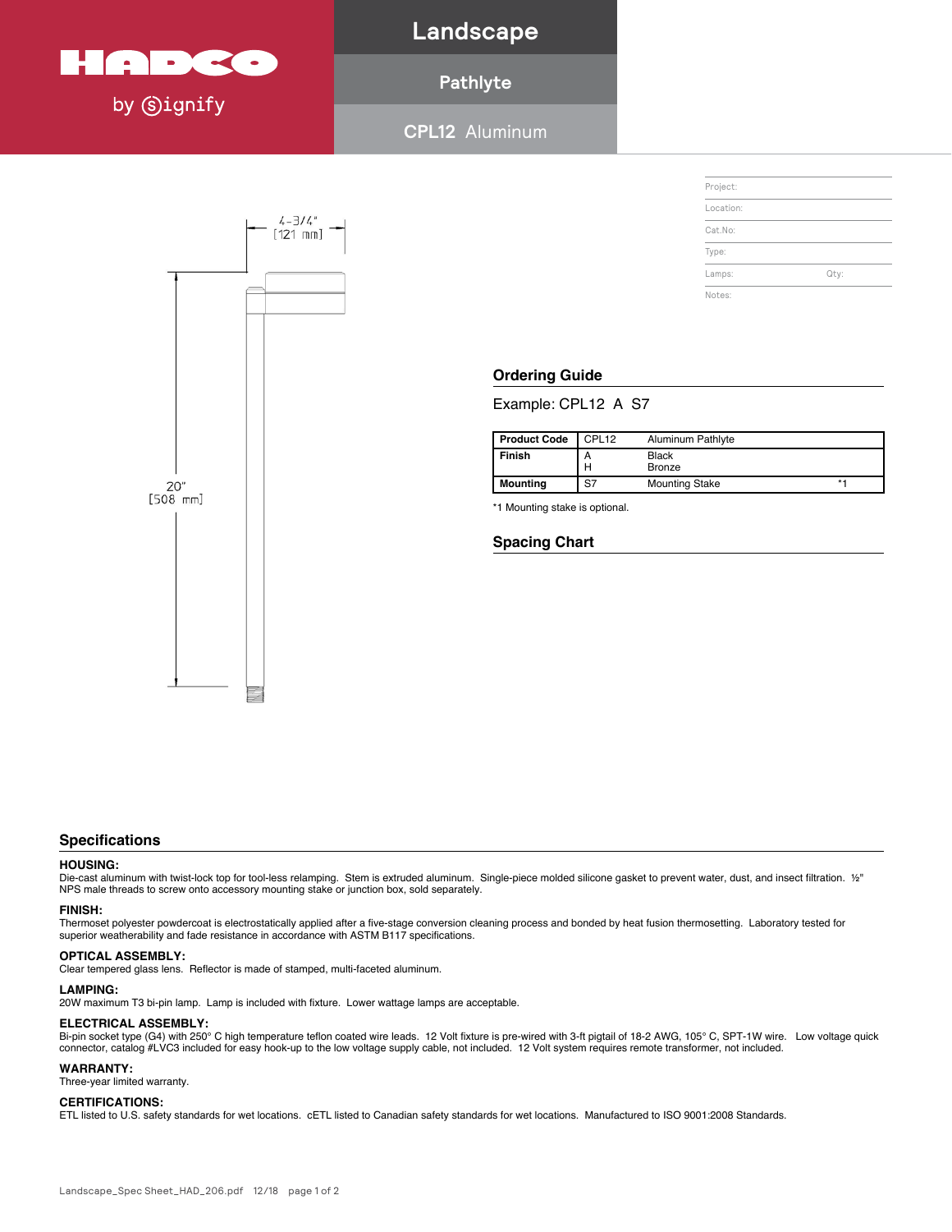HADCO by Signify

# Landscape

## Pathlyte

### CPL12 Aluminum

4-3/4" [121 mm]

20" [508 mm]

| Project: | |
|---|---|
| Location: | |
| Cat.No: | |
| Type: | |
| Lamps: | Qty: |
| Notes: | |

## Ordering Guide

Example: CPL12 A S7

| Product Code | CPL12 | Aluminum Pathlyte | |
|---|---|---|---|
| Finish | A<br>H | Black<br>Bronze | |
| Mounting | S7 | Mounting Stake | *1 |

*1 Mounting stake is optional.

## Spacing Chart

## Specifications

**HOUSING:**
Die-cast aluminum with twist-lock top for tool-less relamping. Stem is extruded aluminum. Single-piece molded silicone gasket to prevent water, dust, and insect filtration. ½" NPS male threads to screw onto accessory mounting stake or junction box, sold separately.

**FINISH:**
Thermoset polyester powdercoat is electrostatically applied after a five-stage conversion cleaning process and bonded by heat fusion thermosetting. Laboratory tested for superior weatherability and fade resistance in accordance with ASTM B117 specifications.

**OPTICAL ASSEMBLY:**
Clear tempered glass lens. Reflector is made of stamped, multi-faceted aluminum.

**LAMPING:**
20W maximum T3 bi-pin lamp. Lamp is included with fixture. Lower wattage lamps are acceptable.

**ELECTRICAL ASSEMBLY:**
Bi-pin socket type (G4) with 250° C high temperature teflon coated wire leads. 12 Volt fixture is pre-wired with 3-ft pigtail of 18-2 AWG, 105° C, SPT-1W wire. Low voltage quick connector, catalog #LVC3 included for easy hook-up to the low voltage supply cable, not included. 12 Volt system requires remote transformer, not included.

**WARRANTY:**
Three-year limited warranty.

**CERTIFICATIONS:**
ETL listed to U.S. safety standards for wet locations. cETL listed to Canadian safety standards for wet locations. Manufactured to ISO 9001:2008 Standards.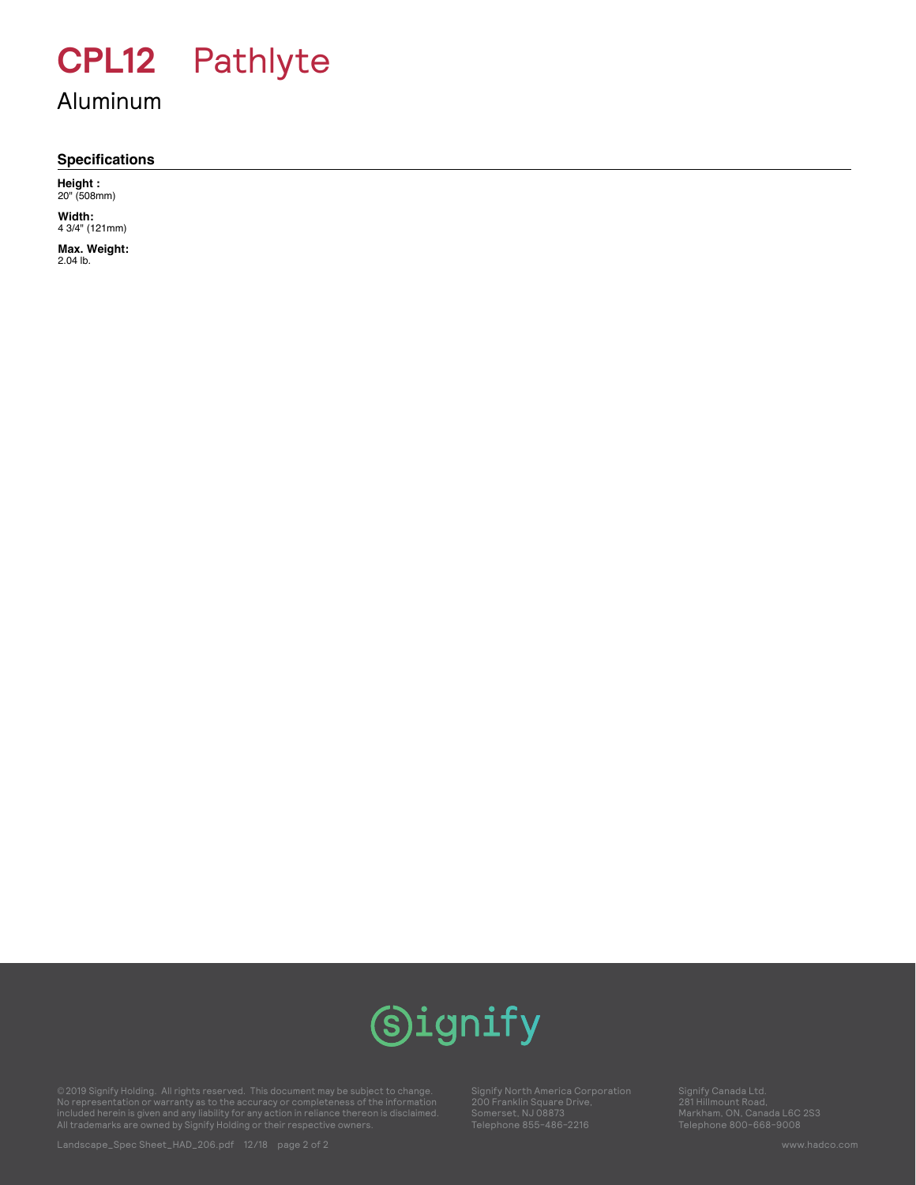# CPL12 Pathlyte

## Aluminum

### Specifications

**Height :**
20" (508mm)

**Width:**
4 3/4" (121mm)

**Max. Weight:**
2.04 lb.

© 2019 Signify Holding. All rights reserved. This document may be subject to change. No representation or warranty as to the accuracy or completeness of the information included herein is given and any liability for any action in reliance thereon is disclaimed. All trademarks are owned by Signify Holding or their respective owners.

Signify North America Corporation
200 Franklin Square Drive,
Somerset, NJ 08873
Telephone 855-486-2216

Signify Canada Ltd.
281 Hillmount Road,
Markham, ON, Canada L6C 2S3
Telephone 800-668-9008

Landscape_Spec Sheet_HAD_206.pdf 12/18

www.hadco.com